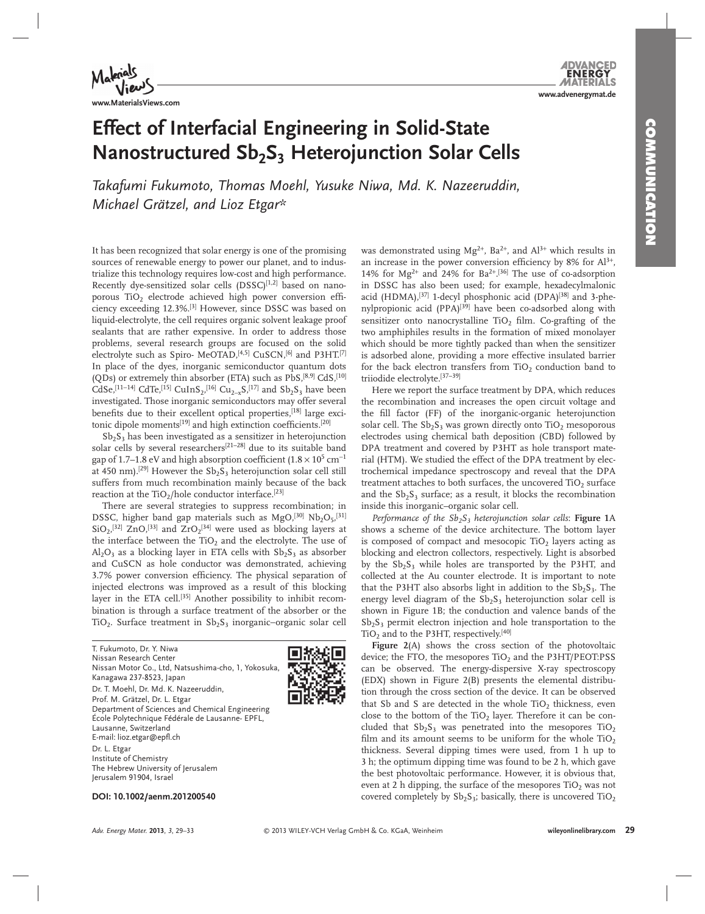# Effect of Interfacial Engineering in Solid-State Nanostructured $Sb_2S_3$ Heterojunction Solar Cells

*Takafumi Fukumoto, Thomas Moehl, Yusuke Niwa, Md. K. Nazeeruddin, Michael Grätzel, and Lioz Etgar\**

It has been recognized that solar energy is one of the promising sources of renewable energy to power our planet, and to industrialize this technology requires low-cost and high performance. Recently dye-sensitized solar cells (DSSC)[1,2] based on nanoporous $TiO_2$ electrode achieved high power conversion efficiency exceeding 12.3%.[3] However, since DSSC was based on liquid-electrolyte, the cell requires organic solvent leakage proof sealants that are rather expensive. In order to address those problems, several research groups are focused on the solid electrolyte such as Spiro- MeOTAD,[4,5] CuSCN,[6] and P3HT.[7] In place of the dyes, inorganic semiconductor quantum dots (QDs) or extremely thin absorber (ETA) such as PbS,[8,9] CdS,[10] CdSe,[11–14] CdTe,[15] $CuInS_2$,[16] $Cu_{2-x}S$,[17] and $Sb_2S_3$ have been investigated. Those inorganic semiconductors may offer several benefits due to their excellent optical properties,[18] large excitonic dipole moments[19] and high extinction coefficients.[20]

$Sb_2S_3$ has been investigated as a sensitizer in heterojunction solar cells by several researchers[21–28] due to its suitable band gap of 1.7–1.8 eV and high absorption coefficient ($1.8 \times 10^5$ cm$^{-1}$ at 450 nm).[29] However the $Sb_2S_3$ heterojunction solar cell still suffers from much recombination mainly because of the back reaction at the $TiO_2$/hole conductor interface.[23]

There are several strategies to suppress recombination; in DSSC, higher band gap materials such as MgO,[30] $Nb_2O_5$,[31] $SiO_2$,[32] ZnO,[33] and $ZrO_2$[34] were used as blocking layers at the interface between the $TiO_2$ and the electrolyte. The use of $Al_2O_3$ as a blocking layer in ETA cells with $Sb_2S_3$ as absorber and CuSCN as hole conductor was demonstrated, achieving 3.7% power conversion efficiency. The physical separation of injected electrons was improved as a result of this blocking layer in the ETA cell.[35] Another possibility to inhibit recombination is through a surface treatment of the absorber or the $TiO_2$. Surface treatment in $Sb_2S_3$ inorganic–organic solar cell was demonstrated using $Mg^{2+}$, $Ba^{2+}$, and $Al^{3+}$ which results in an increase in the power conversion efficiency by 8% for $Al^{3+}$, 14% for $Mg^{2+}$ and 24% for $Ba^{2+}$.[36] The use of co-adsorption in DSSC has also been used; for example, hexadecylmalonic acid (HDMA),[37] 1-decyl phosphonic acid (DPA)[38] and 3-phenylpropionic acid (PPA)[39] have been co-adsorbed along with sensitizer onto nanocrystalline $TiO_2$ film. Co-grafting of the two amphiphiles results in the formation of mixed monolayer which should be more tightly packed than when the sensitizer is adsorbed alone, providing a more effective insulated barrier for the back electron transfers from $TiO_2$ conduction band to triiodide electrolyte.[37–39]

Here we report the surface treatment by DPA, which reduces the recombination and increases the open circuit voltage and the fill factor (FF) of the inorganic-organic heterojunction solar cell. The $Sb_2S_3$ was grown directly onto $TiO_2$ mesoporous electrodes using chemical bath deposition (CBD) followed by DPA treatment and covered by P3HT as hole transport material (HTM). We studied the effect of the DPA treatment by electrochemical impedance spectroscopy and reveal that the DPA treatment attaches to both surfaces, the uncovered $TiO_2$ surface and the $Sb_2S_3$ surface; as a result, it blocks the recombination inside this inorganic–organic solar cell.

*Performance of the $Sb_2S_3$ heterojunction solar cells*: **Figure 1**A shows a scheme of the device architecture. The bottom layer is composed of compact and mesocopic $TiO_2$ layers acting as blocking and electron collectors, respectively. Light is absorbed by the $Sb_2S_3$ while holes are transported by the P3HT, and collected at the Au counter electrode. It is important to note that the P3HT also absorbs light in addition to the $Sb_2S_3$. The energy level diagram of the $Sb_2S_3$ heterojunction solar cell is shown in Figure 1B; the conduction and valence bands of the $Sb_2S_3$ permit electron injection and hole transportation to the $TiO_2$ and to the P3HT, respectively.[40]

**Figure 2**(A) shows the cross section of the photovoltaic device; the FTO, the mesopores $TiO_2$ and the P3HT/PEOT:PSS can be observed. The energy-dispersive X-ray spectroscopy (EDX) shown in Figure 2(B) presents the elemental distribution through the cross section of the device. It can be observed that Sb and S are detected in the whole $TiO_2$ thickness, even close to the bottom of the $TiO_2$ layer. Therefore it can be concluded that $Sb_2S_3$ was penetrated into the mesopores $TiO_2$ film and its amount seems to be uniform for the whole $TiO_2$ thickness. Several dipping times were used, from 1 h up to 3 h; the optimum dipping time was found to be 2 h, which gave the best photovoltaic performance. However, it is obvious that, even at 2 h dipping, the surface of the mesopores $TiO_2$ was not covered completely by $Sb_2S_3$; basically, there is uncovered $TiO_2$

T. Fukumoto, Dr. Y. Niwa
Nissan Research Center
Nissan Motor Co., Ltd, Natsushima-cho, 1, Yokosuka, Kanagawa 237-8523, Japan

Dr. T. Moehl, Dr. Md. K. Nazeeruddin, Prof. M. Grätzel, Dr. L. Etgar
Department of Sciences and Chemical Engineering
École Polytechnique Fédérale de Lausanne- EPFL, Lausanne, Switzerland
E-mail: lioz.etgar@epfl.ch

Dr. L. Etgar
Institute of Chemistry
The Hebrew University of Jerusalem
Jerusalem 91904, Israel

**DOI: 10.1002/aenm.201200540**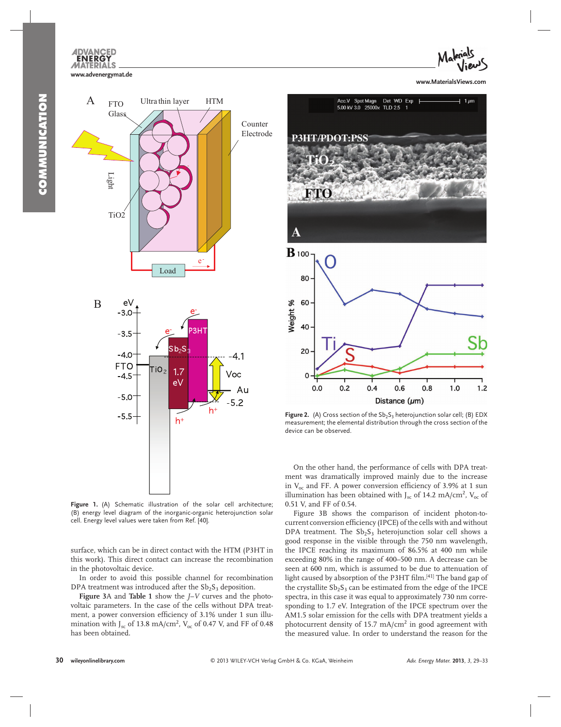Figure 1. (A) Schematic illustration of the solar cell architecture; (B) energy level diagram of the inorganic-organic heterojunction solar cell. Energy level values were taken from Ref. [40].

Figure 2. (A) Cross section of the $Sb_2S_3$ heterojunction solar cell; (B) EDX measurement; the elemental distribution through the cross section of the device can be observed.

surface, which can be in direct contact with the HTM (P3HT in this work). This direct contact can increase the recombination in the photovoltaic device.

In order to avoid this possible channel for recombination DPA treatment was introduced after the $Sb_2S_3$ deposition.

**Figure 3**A and **Table 1** show the *J–V* curves and the photovoltaic parameters. In the case of the cells without DPA treatment, a power conversion efficiency of 3.1% under 1 sun illumination with $J_{sc}$ of 13.8 mA/cm$^2$, $V_{oc}$ of 0.47 V, and FF of 0.48 has been obtained.

On the other hand, the performance of cells with DPA treatment was dramatically improved mainly due to the increase in $V_{oc}$ and FF. A power conversion efficiency of 3.9% at 1 sun illumination has been obtained with $J_{sc}$ of 14.2 mA/cm$^2$, $V_{oc}$ of 0.51 V, and FF of 0.54.

Figure 3B shows the comparison of incident photon-to-current conversion efficiency (IPCE) of the cells with and without DPA treatment. The $Sb_2S_3$ heterojunction solar cell shows a good response in the visible through the 750 nm wavelength, the IPCE reaching its maximum of 86.5% at 400 nm while exceeding 80% in the range of 400–500 nm. A decrease can be seen at 600 nm, which is assumed to be due to attenuation of light caused by absorption of the P3HT film.[41] The band gap of the crystallite $Sb_2S_3$ can be estimated from the edge of the IPCE spectra, in this case it was equal to approximately 730 nm corresponding to 1.7 eV. Integration of the IPCE spectrum over the AM1.5 solar emission for the cells with DPA treatment yields a photocurrent density of 15.7 mA/cm$^2$ in good agreement with the measured value. In order to understand the reason for the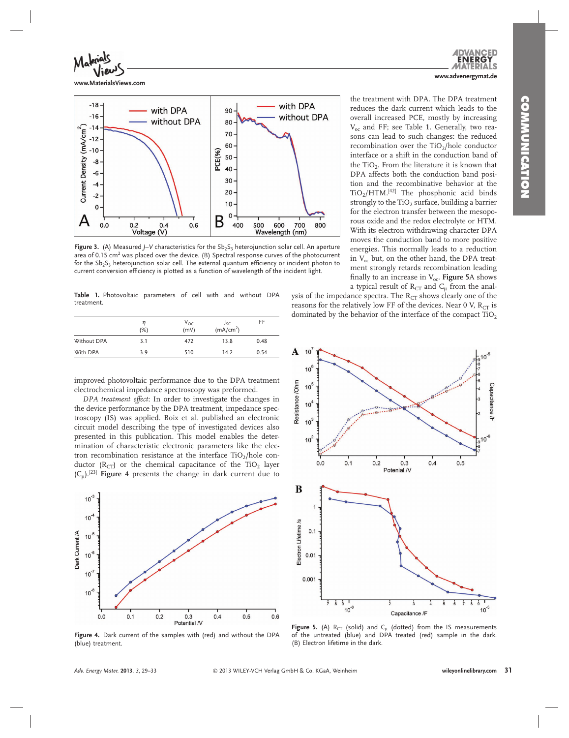Figure 3. (A) Measured *J–V* characteristics for the $Sb_2S_3$ heterojunction solar cell. An aperture area of 0.15 $cm^2$ was placed over the device. (B) Spectral response curves of the photocurrent for the $Sb_2S_3$ heterojunction solar cell. The external quantum efficiency or incident photon to current conversion efficiency is plotted as a function of wavelength of the incident light.

Table 1. Photovoltaic parameters of cell with and without DPA treatment.

| | $\eta$ (%) | $V_{OC}$ (mV) | $J_{SC}$ ($mA/cm^2$) | FF |
|---|---|---|---|---|
| Without DPA | 3.1 | 472 | 13.8 | 0.48 |
| With DPA | 3.9 | 510 | 14.2 | 0.54 |

improved photovoltaic performance due to the DPA treatment electrochemical impedance spectroscopy was preformed.

*DPA treatment effect*: In order to investigate the changes in the device performance by the DPA treatment, impedance spectroscopy (IS) was applied. Boix et al. published an electronic circuit model describing the type of investigated devices also presented in this publication. This model enables the determination of characteristic electronic parameters like the electron recombination resistance at the interface $TiO_2$/hole conductor ($R_{CT}$) or the chemical capacitance of the $TiO_2$ layer ($C_\mu$).[23] **Figure 4** presents the change in dark current due to the treatment with DPA. The DPA treatment reduces the dark current which leads to the overall increased PCE, mostly by increasing $V_{oc}$ and FF; see Table 1. Generally, two reasons can lead to such changes: the reduced recombination over the $TiO_2$/hole conductor interface or a shift in the conduction band of the $TiO_2$. From the literature it is known that DPA affects both the conduction band position and the recombinative behavior at the $TiO_2$/HTM.[42] The phosphonic acid binds strongly to the $TiO_2$ surface, building a barrier for the electron transfer between the mesoporous oxide and the redox electrolyte or HTM. With its electron withdrawing character DPA moves the conduction band to more positive energies. This normally leads to a reduction in $V_{oc}$ but, on the other hand, the DPA treatment strongly retards recombination leading finally to an increase in $V_{oc}$. **Figure 5**A shows a typical result of $R_{CT}$ and $C_\mu$ from the analysis of the impedance spectra. The $R_{CT}$ shows clearly one of the reasons for the relatively low FF of the devices. Near 0 V, $R_{CT}$ is dominated by the behavior of the interface of the compact $TiO_2$

Figure 4. Dark current of the samples with (red) and without the DPA (blue) treatment.

Figure 5. (A) $R_{CT}$ (solid) and $C_\mu$ (dotted) from the IS measurements of the untreated (blue) and DPA treated (red) sample in the dark. (B) Electron lifetime in the dark.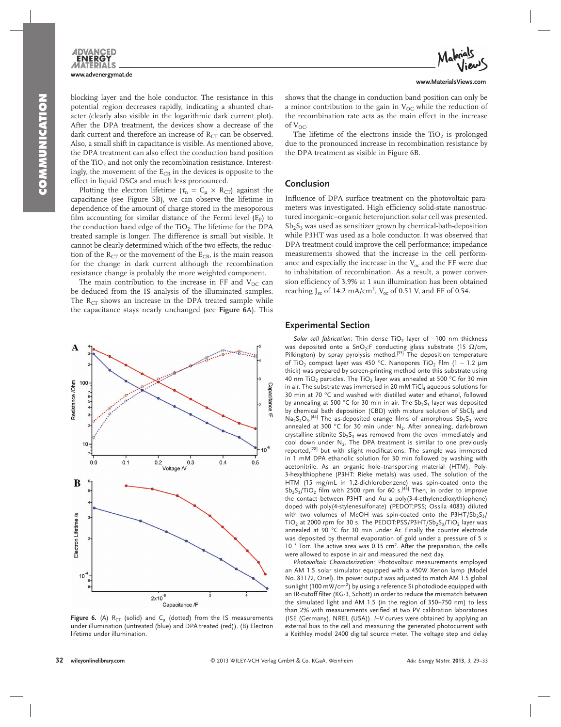blocking layer and the hole conductor. The resistance in this potential region decreases rapidly, indicating a shunted character (clearly also visible in the logarithmic dark current plot). After the DPA treatment, the devices show a decrease of the dark current and therefore an increase of $R_{CT}$ can be observed. Also, a small shift in capacitance is visible. As mentioned above, the DPA treatment can also effect the conduction band position of the $TiO_2$ and not only the recombination resistance. Interestingly, the movement of the $E_{CB}$ in the devices is opposite to the effect in liquid DSCs and much less pronounced.

Plotting the electron lifetime ($\tau_n = C_\mu \times R_{CT}$) against the capacitance (see Figure 5B), we can observe the lifetime in dependence of the amount of charge stored in the mesoporous film accounting for similar distance of the Fermi level ($E_F$) to the conduction band edge of the $TiO_2$. The lifetime for the DPA treated sample is longer. The difference is small but visible. It cannot be clearly determined which of the two effects, the reduction of the $R_{CT}$ or the movement of the $E_{CB}$, is the main reason for the change in dark current although the recombination resistance change is probably the more weighted component.

The main contribution to the increase in FF and $V_{OC}$ can be deduced from the IS analysis of the illuminated samples. The $R_{CT}$ shows an increase in the DPA treated sample while the capacitance stays nearly unchanged (see **Figure 6**A). This shows that the change in conduction band position can only be a minor contribution to the gain in $V_{OC}$ while the reduction of the recombination rate acts as the main effect in the increase of $V_{OC}$.

The lifetime of the electrons inside the $TiO_2$ is prolonged due to the pronounced increase in recombination resistance by the DPA treatment as visible in Figure 6B.

**Figure 6.** (A) $R_{CT}$ (solid) and $C_\mu$ (dotted) from the IS measurements under illumination (untreated (blue) and DPA treated (red)). (B) Electron lifetime under illumination.

## Conclusion

Influence of DPA surface treatment on the photovoltaic parameters was investigated. High efficiency solid-state nanostructured inorganic–organic heterojunction solar cell was presented. $Sb_2S_3$ was used as sensitizer grown by chemical-bath-deposition while P3HT was used as a hole conductor. It was observed that DPA treatment could improve the cell performance; impedance measurements showed that the increase in the cell performance and especially the increase in the $V_{oc}$ and the FF were due to inhabitation of recombination. As a result, a power conversion efficiency of 3.9% at 1 sun illumination has been obtained reaching $J_{sc}$ of 14.2 mA/cm$^2$, $V_{oc}$ of 0.51 V, and FF of 0.54.

## Experimental Section

*Solar cell fabrication*: Thin dense $TiO_2$ layer of ~100 nm thickness was deposited onto a $SnO_2$:F conducting glass substrate (15 Ω/cm, Pilkington) by spray pyrolysis method.[35] The deposition temperature of $TiO_2$ compact layer was 450 °C. Nanopores $TiO_2$ film (1 – 1.2 µm thick) was prepared by screen-printing method onto this substrate using 40 nm $TiO_2$ particles. The $TiO_2$ layer was annealed at 500 °C for 30 min in air. The substrate was immersed in 20 mM $TiCl_4$ aqueous solutions for 30 min at 70 °C and washed with distilled water and ethanol, followed by annealing at 500 °C for 30 min in air. The $Sb_2S_3$ layer was deposited by chemical bath deposition (CBD) with mixture solution of $SbCl_3$ and $Na_2S_2O_3$.[44] The as-deposited orange films of amorphous $Sb_2S_3$ were annealed at 300 °C for 30 min under $N_2$. After annealing, dark-brown crystalline stibnite $Sb_2S_3$ was removed from the oven immediately and cool down under $N_2$. The DPA treatment is similar to one previously reported,[28] but with slight modifications. The sample was immersed in 1 mM DPA ethanolic solution for 30 min followed by washing with acetonitrile. As an organic hole–transporting material (HTM), Poly-3-hexylthiophene (P3HT: Rieke metals) was used. The solution of the HTM (15 mg/mL in 1,2-dichlorobenzene) was spin-coated onto the $Sb_2S_3/TiO_2$ film with 2500 rpm for 60 s.[45] Then, in order to improve the contact between P3HT and Au a poly(3-4-ethylenedioxythiophene) doped with poly(4-stylenesulfonate) (PEDOT;PSS; Ossila 4083) diluted with two volumes of MeOH was spin-coated onto the P3HT/$Sb_2S_3/TiO_2$ at 2000 rpm for 30 s. The PEDOT:PSS/P3HT/$Sb_2S_3/TiO_2$ layer was annealed at 90 °C for 30 min under Ar. Finally the counter electrode was deposited by thermal evaporation of gold under a pressure of 5 × $10^{-5}$ Torr. The active area was 0.15 cm$^2$. After the preparation, the cells were allowed to expose in air and measured the next day.

*Photovoltaic Characterization*: Photovoltaic measurements employed an AM 1.5 solar simulator equipped with a 450W Xenon lamp (Model No. 81172, Oriel). Its power output was adjusted to match AM 1.5 global sunlight (100 mW/cm$^2$) by using a reference Si photodiode equipped with an IR-cutoff filter (KG-3, Schott) in order to reduce the mismatch between the simulated light and AM 1.5 (in the region of 350–750 nm) to less than 2% with measurements verified at two PV calibration laboratories (ISE (Germany), NREL (USA)). *I–V* curves were obtained by applying an external bias to the cell and measuring the generated photocurrent with a Keithley model 2400 digital source meter. The voltage step and delay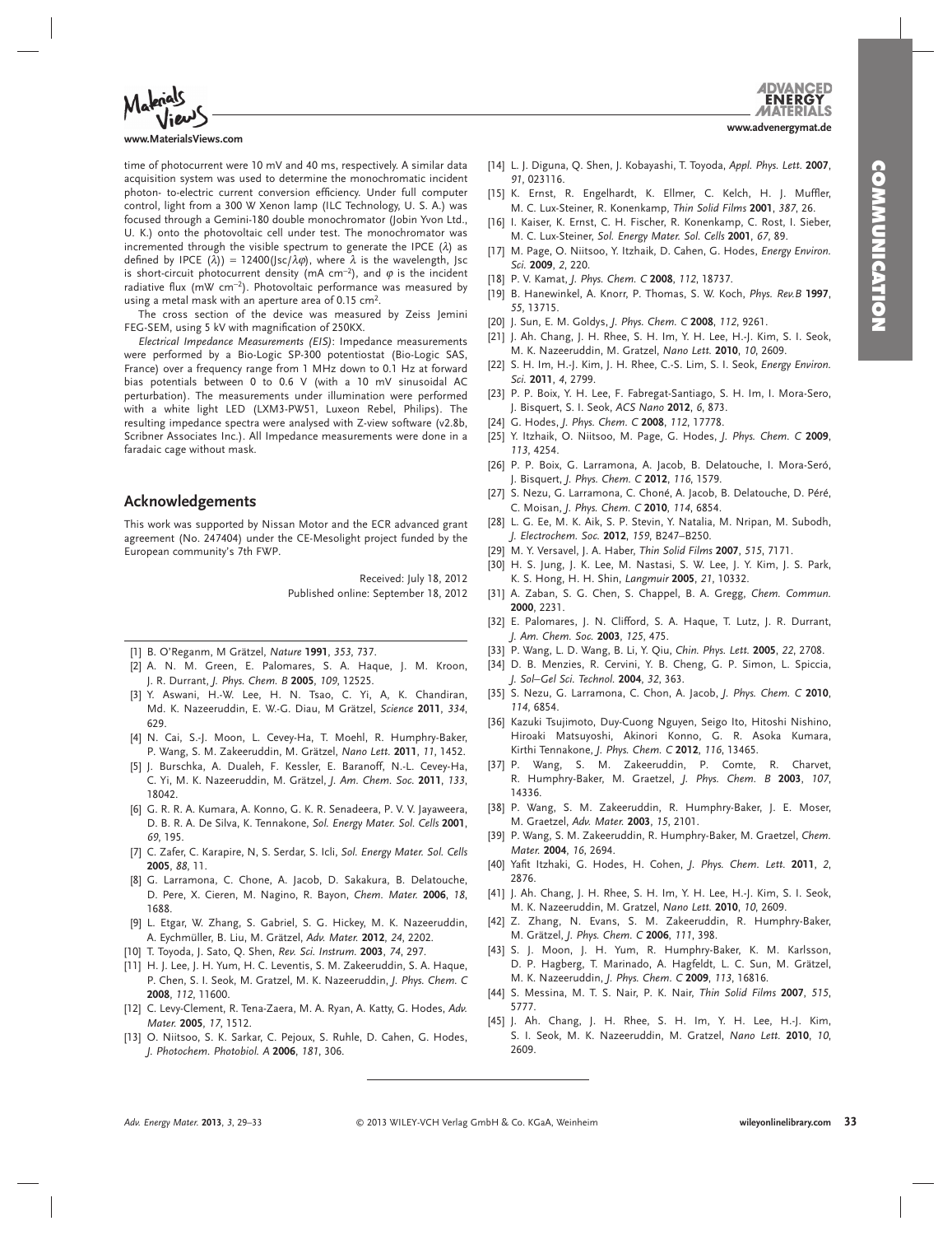time of photocurrent were 10 mV and 40 ms, respectively. A similar data acquisition system was used to determine the monochromatic incident photon- to-electric current conversion efficiency. Under full computer control, light from a 300 W Xenon lamp (ILC Technology, U. S. A.) was focused through a Gemini-180 double monochromator (Jobin Yvon Ltd., U. K.) onto the photovoltaic cell under test. The monochromator was incremented through the visible spectrum to generate the IPCE ($\lambda$) as defined by IPCE ($\lambda$)) = 12400(Jsc/$\lambda\varphi$), where $\lambda$ is the wavelength, Jsc is short-circuit photocurrent density (mA cm$^{-2}$), and $\varphi$ is the incident radiative flux (mW cm$^{-2}$). Photovoltaic performance was measured by using a metal mask with an aperture area of 0.15 cm$^2$.

The cross section of the device was measured by Zeiss Jemini FEG-SEM, using 5 kV with magnification of 250KX.

*Electrical Impedance Measurements (EIS)*: Impedance measurements were performed by a Bio-Logic SP-300 potentiostat (Bio-Logic SAS, France) over a frequency range from 1 MHz down to 0.1 Hz at forward bias potentials between 0 to 0.6 V (with a 10 mV sinusoidal AC perturbation). The measurements under illumination were performed with a white light LED (LXM3-PW51, Luxeon Rebel, Philips). The resulting impedance spectra were analysed with Z-view software (v2.8b, Scribner Associates Inc.). All Impedance measurements were done in a faradaic cage without mask.

## Acknowledgements

This work was supported by Nissan Motor and the ECR advanced grant agreement (No. 247404) under the CE-Mesolight project funded by the European community's 7th FWP.

Received: July 18, 2012
Published online: September 18, 2012

[1] B. O'Reganm, M Grätzel, *Nature* **1991**, *353*, 737.
[2] A. N. M. Green, E. Palomares, S. A. Haque, J. M. Kroon, J. R. Durrant, *J. Phys. Chem. B* **2005**, *109*, 12525.
[3] Y. Aswani, H.-W. Lee, H. N. Tsao, C. Yi, A, K. Chandiran, Md. K. Nazeeruddin, E. W.-G. Diau, M Grätzel, *Science* **2011**, *334*, 629.
[4] N. Cai, S.-J. Moon, L. Cevey-Ha, T. Moehl, R. Humphry-Baker, P. Wang, S. M. Zakeeruddin, M. Grätzel, *Nano Lett.* **2011**, *11*, 1452.
[5] J. Burschka, A. Dualeh, F. Kessler, E. Baranoff, N.-L. Cevey-Ha, C. Yi, M. K. Nazeeruddin, M. Grätzel, *J. Am. Chem. Soc.* **2011**, *133*, 18042.
[6] G. R. R. A. Kumara, A. Konno, G. K. R. Senadeera, P. V. V. Jayaweera, D. B. R. A. De Silva, K. Tennakone, *Sol. Energy Mater. Sol. Cells* **2001**, *69*, 195.
[7] C. Zafer, C. Karapire, N, S. Serdar, S. Icli, *Sol. Energy Mater. Sol. Cells* **2005**, *88*, 11.
[8] G. Larramona, C. Chone, A. Jacob, D. Sakakura, B. Delatouche, D. Pere, X. Cieren, M. Nagino, R. Bayon, *Chem. Mater.* **2006**, *18*, 1688.
[9] L. Etgar, W. Zhang, S. Gabriel, S. G. Hickey, M. K. Nazeeruddin, A. Eychmüller, B. Liu, M. Grätzel, *Adv. Mater.* **2012**, *24*, 2202.
[10] T. Toyoda, J. Sato, Q. Shen, *Rev. Sci. Instrum.* **2003**, *74*, 297.
[11] H. J. Lee, J. H. Yum, H. C. Leventis, S. M. Zakeeruddin, S. A. Haque, P. Chen, S. I. Seok, M. Gratzel, M. K. Nazeeruddin, *J. Phys. Chem. C* **2008**, *112*, 11600.
[12] C. Levy-Clement, R. Tena-Zaera, M. A. Ryan, A. Katty, G. Hodes, *Adv. Mater.* **2005**, *17*, 1512.
[13] O. Niitsoo, S. K. Sarkar, C. Pejoux, S. Ruhle, D. Cahen, G. Hodes, *J. Photochem. Photobiol. A* **2006**, *181*, 306.
[14] L. J. Diguna, Q. Shen, J. Kobayashi, T. Toyoda, *Appl. Phys. Lett.* **2007**, *91*, 023116.
[15] K. Ernst, R. Engelhardt, K. Ellmer, C. Kelch, H. J. Muffler, M. C. Lux-Steiner, R. Konenkamp, *Thin Solid Films* **2001**, *387*, 26.
[16] I. Kaiser, K. Ernst, C. H. Fischer, R. Konenkamp, C. Rost, I. Sieber, M. C. Lux-Steiner, *Sol. Energy Mater. Sol. Cells* **2001**, *67*, 89.
[17] M. Page, O. Niitsoo, Y. Itzhaik, D. Cahen, G. Hodes, *Energy Environ. Sci.* **2009**, *2*, 220.
[18] P. V. Kamat, *J. Phys. Chem. C* **2008**, *112*, 18737.
[19] B. Hanewinkel, A. Knorr, P. Thomas, S. W. Koch, *Phys. Rev.B* **1997**, *55*, 13715.
[20] J. Sun, E. M. Goldys, *J. Phys. Chem. C* **2008**, *112*, 9261.
[21] J. Ah. Chang, J. H. Rhee, S. H. Im, Y. H. Lee, H.-J. Kim, S. I. Seok, M. K. Nazeeruddin, M. Gratzel, *Nano Lett.* **2010**, *10*, 2609.
[22] S. H. Im, H.-J. Kim, J. H. Rhee, C.-S. Lim, S. I. Seok, *Energy Environ. Sci.* **2011**, *4*, 2799.
[23] P. P. Boix, Y. H. Lee, F. Fabregat-Santiago, S. H. Im, I. Mora-Sero, J. Bisquert, S. I. Seok, *ACS Nano* **2012**, *6*, 873.
[24] G. Hodes, *J. Phys. Chem. C* **2008**, *112*, 17778.
[25] Y. Itzhaik, O. Niitsoo, M. Page, G. Hodes, *J. Phys. Chem. C* **2009**, *113*, 4254.
[26] P. P. Boix, G. Larramona, A. Jacob, B. Delatouche, I. Mora-Seró, J. Bisquert, *J. Phys. Chem. C* **2012**, *116*, 1579.
[27] S. Nezu, G. Larramona, C. Choné, A. Jacob, B. Delatouche, D. Péré, C. Moisan, *J. Phys. Chem. C* **2010**, *114*, 6854.
[28] L. G. Ee, M. K. Aik, S. P. Stevin, Y. Natalia, M. Nripan, M. Subodh, *J. Electrochem. Soc.* **2012**, *159*, B247–B250.
[29] M. Y. Versavel, J. A. Haber, *Thin Solid Films* **2007**, *515*, 7171.
[30] H. S. Jung, J. K. Lee, M. Nastasi, S. W. Lee, J. Y. Kim, J. S. Park, K. S. Hong, H. H. Shin, *Langmuir* **2005**, *21*, 10332.
[31] A. Zaban, S. G. Chen, S. Chappel, B. A. Gregg, *Chem. Commun.* **2000**, 2231.
[32] E. Palomares, J. N. Clifford, S. A. Haque, T. Lutz, J. R. Durrant, *J. Am. Chem. Soc.* **2003**, *125*, 475.
[33] P. Wang, L. D. Wang, B. Li, Y. Qiu, *Chin. Phys. Lett.* **2005**, *22*, 2708.
[34] D. B. Menzies, R. Cervini, Y. B. Cheng, G. P. Simon, L. Spiccia, *J. Sol–Gel Sci. Technol.* **2004**, *32*, 363.
[35] S. Nezu, G. Larramona, C. Chon, A. Jacob, *J. Phys. Chem. C* **2010**, *114*, 6854.
[36] Kazuki Tsujimoto, Duy-Cuong Nguyen, Seigo Ito, Hitoshi Nishino, Hiroaki Matsuyoshi, Akinori Konno, G. R. Asoka Kumara, Kirthi Tennakone, *J. Phys. Chem. C* **2012**, *116*, 13465.
[37] P. Wang, S. M. Zakeeruddin, P. Comte, R. Charvet, R. Humphry-Baker, M. Graetzel, *J. Phys. Chem. B* **2003**, *107*, 14336.
[38] P. Wang, S. M. Zakeeruddin, R. Humphry-Baker, J. E. Moser, M. Graetzel, *Adv. Mater.* **2003**, *15*, 2101.
[39] P. Wang, S. M. Zakeeruddin, R. Humphry-Baker, M. Graetzel, *Chem. Mater.* **2004**, *16*, 2694.
[40] Yafit Itzhaki, G. Hodes, H. Cohen, *J. Phys. Chem. Lett.* **2011**, *2*, 2876.
[41] J. Ah. Chang, J. H. Rhee, S. H. Im, Y. H. Lee, H.-J. Kim, S. I. Seok, M. K. Nazeeruddin, M. Gratzel, *Nano Lett.* **2010**, *10*, 2609.
[42] Z. Zhang, N. Evans, S. M. Zakeeruddin, R. Humphry-Baker, M. Grätzel, *J. Phys. Chem. C* **2006**, *111*, 398.
[43] S. J. Moon, J. H. Yum, R. Humphry-Baker, K. M. Karlsson, D. P. Hagberg, T. Marinado, A. Hagfeldt, L. C. Sun, M. Grätzel, M. K. Nazeeruddin, *J. Phys. Chem. C* **2009**, *113*, 16816.
[44] S. Messina, M. T. S. Nair, P. K. Nair, *Thin Solid Films* **2007**, *515*, 5777.
[45] J. Ah. Chang, J. H. Rhee, S. H. Im, Y. H. Lee, H.-J. Kim, S. I. Seok, M. K. Nazeeruddin, M. Gratzel, *Nano Lett.* **2010**, *10*, 2609.